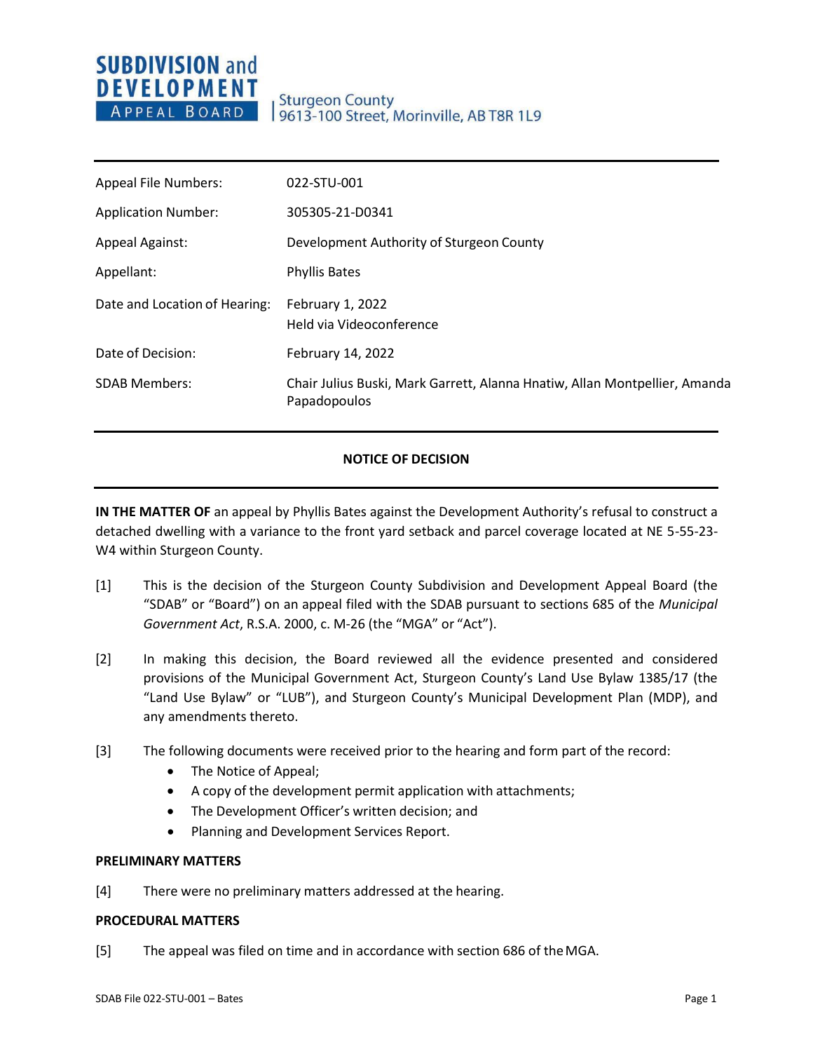**SUBDIVISION and DEVELOPMENT APPEAL BOARD**

Sturgeon County
9613-100 Street, Morinville, AB T8R 1L9

| | |
|---|---|
| Appeal File Numbers: | 022-STU-001 |
| Application Number: | 305305-21-D0341 |
| Appeal Against: | Development Authority of Sturgeon County |
| Appellant: | Phyllis Bates |
| Date and Location of Hearing: | February 1, 2022<br>Held via Videoconference |
| Date of Decision: | February 14, 2022 |
| SDAB Members: | Chair Julius Buski, Mark Garrett, Alanna Hnatiw, Allan Montpellier, Amanda Papadopoulos |

## NOTICE OF DECISION

**IN THE MATTER OF** an appeal by Phyllis Bates against the Development Authority's refusal to construct a detached dwelling with a variance to the front yard setback and parcel coverage located at NE 5-55-23-W4 within Sturgeon County.

[1] This is the decision of the Sturgeon County Subdivision and Development Appeal Board (the "SDAB" or "Board") on an appeal filed with the SDAB pursuant to sections 685 of the *Municipal Government Act*, R.S.A. 2000, c. M-26 (the "MGA" or "Act").

[2] In making this decision, the Board reviewed all the evidence presented and considered provisions of the Municipal Government Act, Sturgeon County's Land Use Bylaw 1385/17 (the "Land Use Bylaw" or "LUB"), and Sturgeon County's Municipal Development Plan (MDP), and any amendments thereto.

[3] The following documents were received prior to the hearing and form part of the record:

- The Notice of Appeal;
- A copy of the development permit application with attachments;
- The Development Officer's written decision; and
- Planning and Development Services Report.

**PRELIMINARY MATTERS**

[4] There were no preliminary matters addressed at the hearing.

**PROCEDURAL MATTERS**

[5] The appeal was filed on time and in accordance with section 686 of the MGA.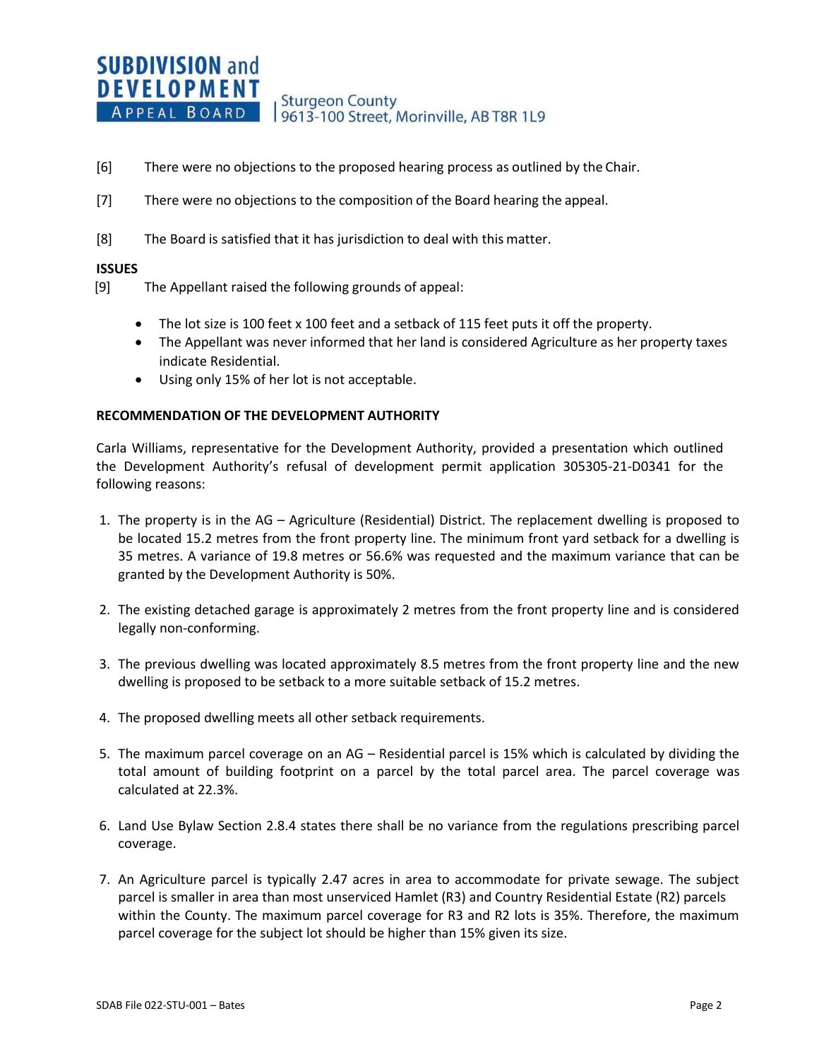[6] There were no objections to the proposed hearing process as outlined by the Chair.

[7] There were no objections to the composition of the Board hearing the appeal.

[8] The Board is satisfied that it has jurisdiction to deal with this matter.

**ISSUES**

[9] The Appellant raised the following grounds of appeal:

- The lot size is 100 feet x 100 feet and a setback of 115 feet puts it off the property.
- The Appellant was never informed that her land is considered Agriculture as her property taxes indicate Residential.
- Using only 15% of her lot is not acceptable.

**RECOMMENDATION OF THE DEVELOPMENT AUTHORITY**

Carla Williams, representative for the Development Authority, provided a presentation which outlined the Development Authority's refusal of development permit application 305305-21-D0341 for the following reasons:

1. The property is in the AG – Agriculture (Residential) District. The replacement dwelling is proposed to be located 15.2 metres from the front property line. The minimum front yard setback for a dwelling is 35 metres. A variance of 19.8 metres or 56.6% was requested and the maximum variance that can be granted by the Development Authority is 50%.

2. The existing detached garage is approximately 2 metres from the front property line and is considered legally non-conforming.

3. The previous dwelling was located approximately 8.5 metres from the front property line and the new dwelling is proposed to be setback to a more suitable setback of 15.2 metres.

4. The proposed dwelling meets all other setback requirements.

5. The maximum parcel coverage on an AG – Residential parcel is 15% which is calculated by dividing the total amount of building footprint on a parcel by the total parcel area. The parcel coverage was calculated at 22.3%.

6. Land Use Bylaw Section 2.8.4 states there shall be no variance from the regulations prescribing parcel coverage.

7. An Agriculture parcel is typically 2.47 acres in area to accommodate for private sewage. The subject parcel is smaller in area than most unserviced Hamlet (R3) and Country Residential Estate (R2) parcels within the County. The maximum parcel coverage for R3 and R2 lots is 35%. Therefore, the maximum parcel coverage for the subject lot should be higher than 15% given its size.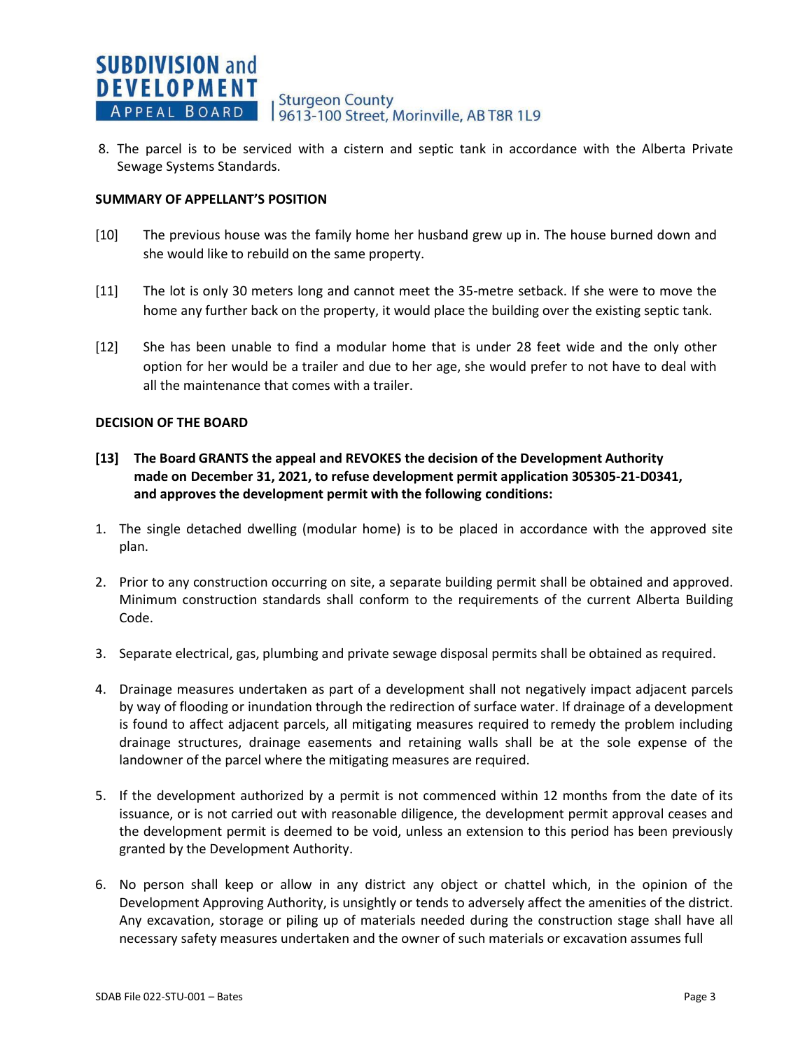8. The parcel is to be serviced with a cistern and septic tank in accordance with the Alberta Private Sewage Systems Standards.

**SUMMARY OF APPELLANT'S POSITION**

[10] The previous house was the family home her husband grew up in. The house burned down and she would like to rebuild on the same property.

[11] The lot is only 30 meters long and cannot meet the 35-metre setback. If she were to move the home any further back on the property, it would place the building over the existing septic tank.

[12] She has been unable to find a modular home that is under 28 feet wide and the only other option for her would be a trailer and due to her age, she would prefer to not have to deal with all the maintenance that comes with a trailer.

**DECISION OF THE BOARD**

**[13] The Board GRANTS the appeal and REVOKES the decision of the Development Authority made on December 31, 2021, to refuse development permit application 305305-21-D0341, and approves the development permit with the following conditions:**

1. The single detached dwelling (modular home) is to be placed in accordance with the approved site plan.
2. Prior to any construction occurring on site, a separate building permit shall be obtained and approved. Minimum construction standards shall conform to the requirements of the current Alberta Building Code.
3. Separate electrical, gas, plumbing and private sewage disposal permits shall be obtained as required.
4. Drainage measures undertaken as part of a development shall not negatively impact adjacent parcels by way of flooding or inundation through the redirection of surface water. If drainage of a development is found to affect adjacent parcels, all mitigating measures required to remedy the problem including drainage structures, drainage easements and retaining walls shall be at the sole expense of the landowner of the parcel where the mitigating measures are required.
5. If the development authorized by a permit is not commenced within 12 months from the date of its issuance, or is not carried out with reasonable diligence, the development permit approval ceases and the development permit is deemed to be void, unless an extension to this period has been previously granted by the Development Authority.
6. No person shall keep or allow in any district any object or chattel which, in the opinion of the Development Approving Authority, is unsightly or tends to adversely affect the amenities of the district. Any excavation, storage or piling up of materials needed during the construction stage shall have all necessary safety measures undertaken and the owner of such materials or excavation assumes full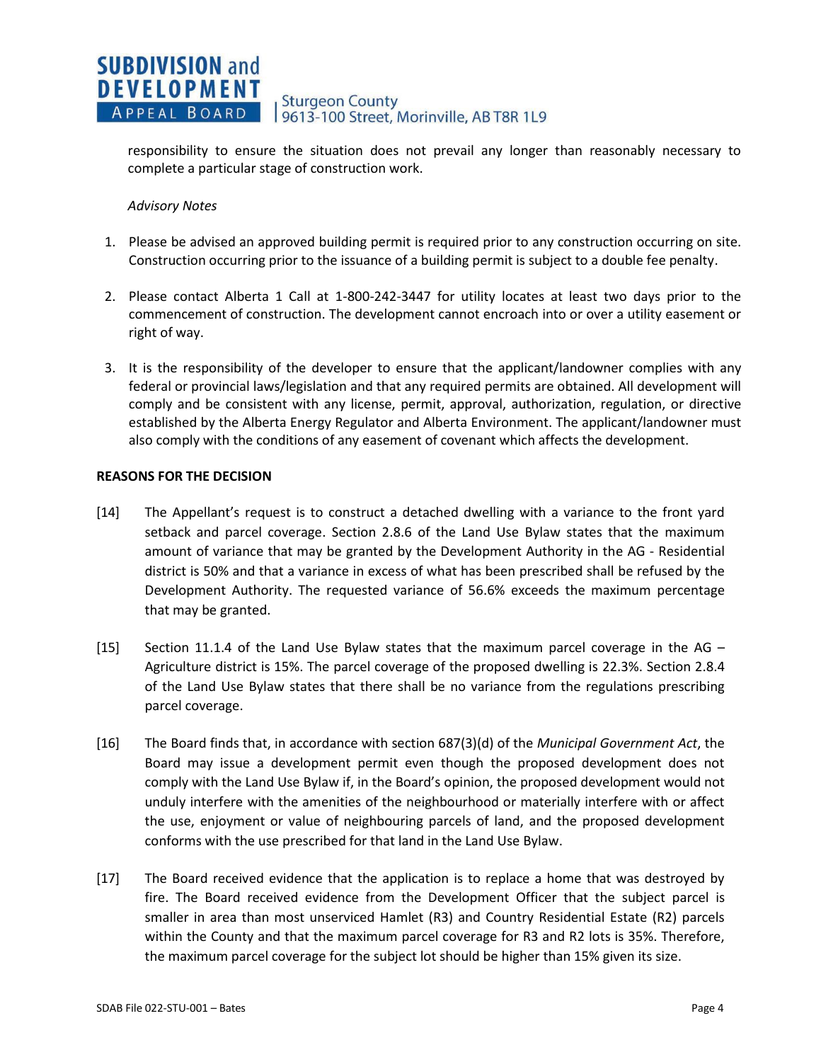responsibility to ensure the situation does not prevail any longer than reasonably necessary to complete a particular stage of construction work.

*Advisory Notes*

1. Please be advised an approved building permit is required prior to any construction occurring on site. Construction occurring prior to the issuance of a building permit is subject to a double fee penalty.

2. Please contact Alberta 1 Call at 1-800-242-3447 for utility locates at least two days prior to the commencement of construction. The development cannot encroach into or over a utility easement or right of way.

3. It is the responsibility of the developer to ensure that the applicant/landowner complies with any federal or provincial laws/legislation and that any required permits are obtained. All development will comply and be consistent with any license, permit, approval, authorization, regulation, or directive established by the Alberta Energy Regulator and Alberta Environment. The applicant/landowner must also comply with the conditions of any easement of covenant which affects the development.

**REASONS FOR THE DECISION**

[14] The Appellant's request is to construct a detached dwelling with a variance to the front yard setback and parcel coverage. Section 2.8.6 of the Land Use Bylaw states that the maximum amount of variance that may be granted by the Development Authority in the AG - Residential district is 50% and that a variance in excess of what has been prescribed shall be refused by the Development Authority. The requested variance of 56.6% exceeds the maximum percentage that may be granted.

[15] Section 11.1.4 of the Land Use Bylaw states that the maximum parcel coverage in the AG – Agriculture district is 15%. The parcel coverage of the proposed dwelling is 22.3%. Section 2.8.4 of the Land Use Bylaw states that there shall be no variance from the regulations prescribing parcel coverage.

[16] The Board finds that, in accordance with section 687(3)(d) of the *Municipal Government Act*, the Board may issue a development permit even though the proposed development does not comply with the Land Use Bylaw if, in the Board's opinion, the proposed development would not unduly interfere with the amenities of the neighbourhood or materially interfere with or affect the use, enjoyment or value of neighbouring parcels of land, and the proposed development conforms with the use prescribed for that land in the Land Use Bylaw.

[17] The Board received evidence that the application is to replace a home that was destroyed by fire. The Board received evidence from the Development Officer that the subject parcel is smaller in area than most unserviced Hamlet (R3) and Country Residential Estate (R2) parcels within the County and that the maximum parcel coverage for R3 and R2 lots is 35%. Therefore, the maximum parcel coverage for the subject lot should be higher than 15% given its size.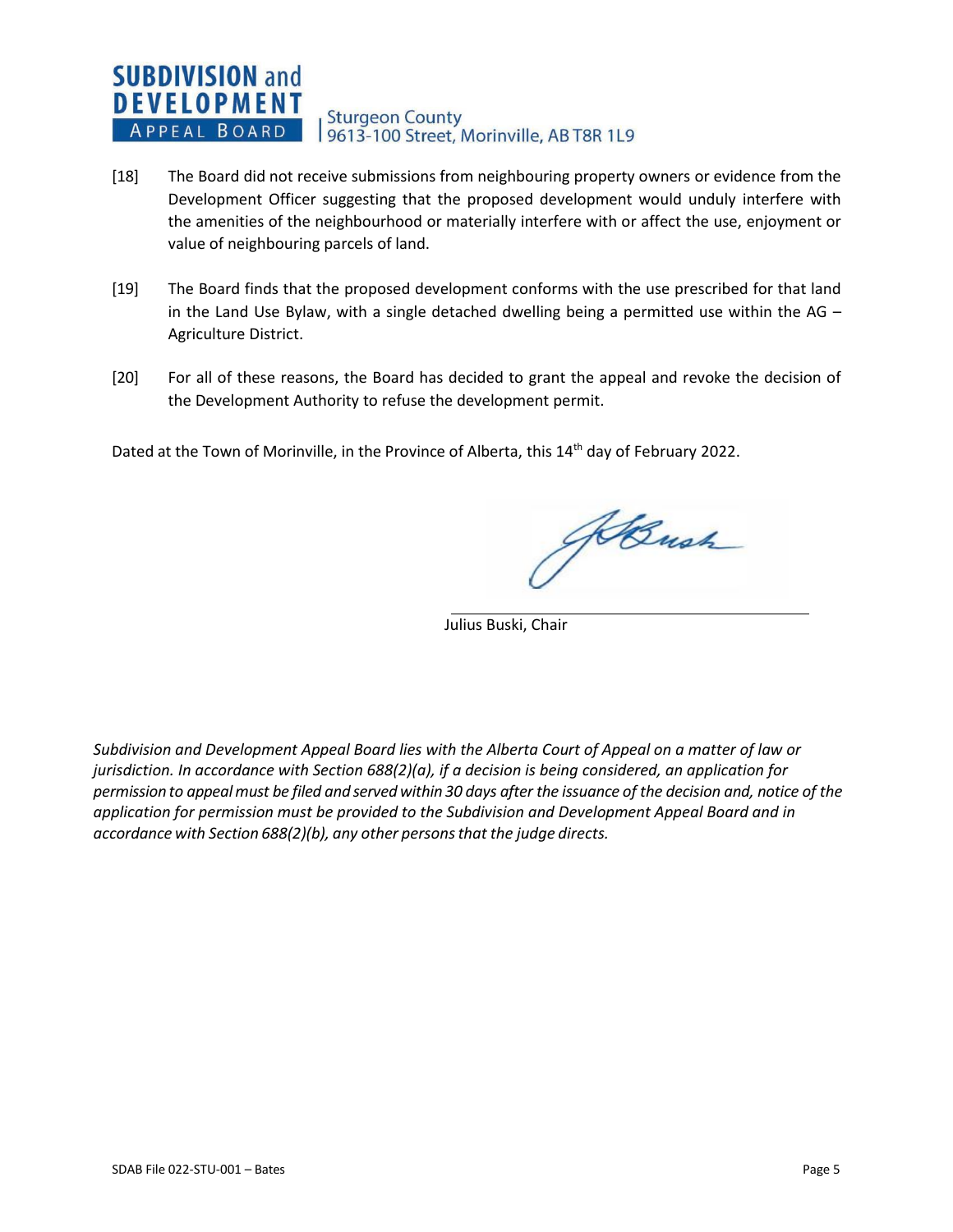[18] The Board did not receive submissions from neighbouring property owners or evidence from the Development Officer suggesting that the proposed development would unduly interfere with the amenities of the neighbourhood or materially interfere with or affect the use, enjoyment or value of neighbouring parcels of land.

[19] The Board finds that the proposed development conforms with the use prescribed for that land in the Land Use Bylaw, with a single detached dwelling being a permitted use within the AG – Agriculture District.

[20] For all of these reasons, the Board has decided to grant the appeal and revoke the decision of the Development Authority to refuse the development permit.

Dated at the Town of Morinville, in the Province of Alberta, this 14th day of February 2022.

Julius Buski, Chair

*Subdivision and Development Appeal Board lies with the Alberta Court of Appeal on a matter of law or jurisdiction. In accordance with Section 688(2)(a), if a decision is being considered, an application for permission to appeal must be filed and served within 30 days after the issuance of the decision and, notice of the application for permission must be provided to the Subdivision and Development Appeal Board and in accordance with Section 688(2)(b), any other persons that the judge directs.*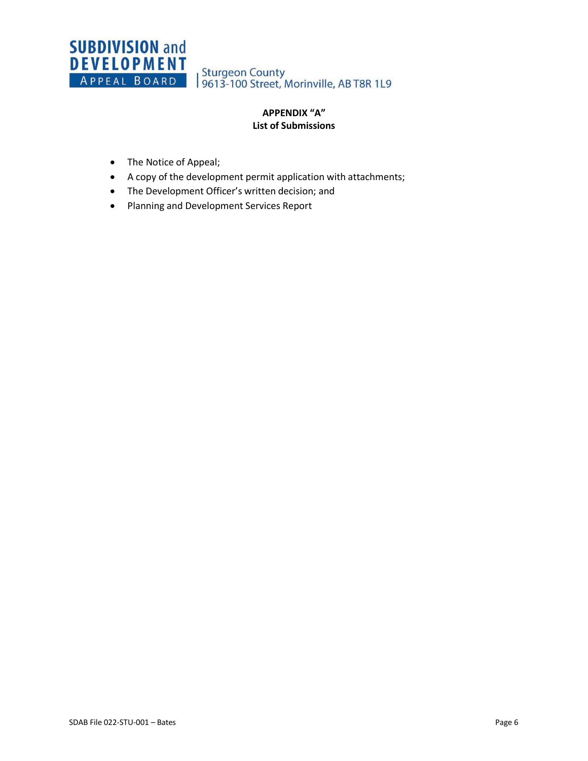**APPENDIX "A"**
**List of Submissions**

- The Notice of Appeal;
- A copy of the development permit application with attachments;
- The Development Officer's written decision; and
- Planning and Development Services Report